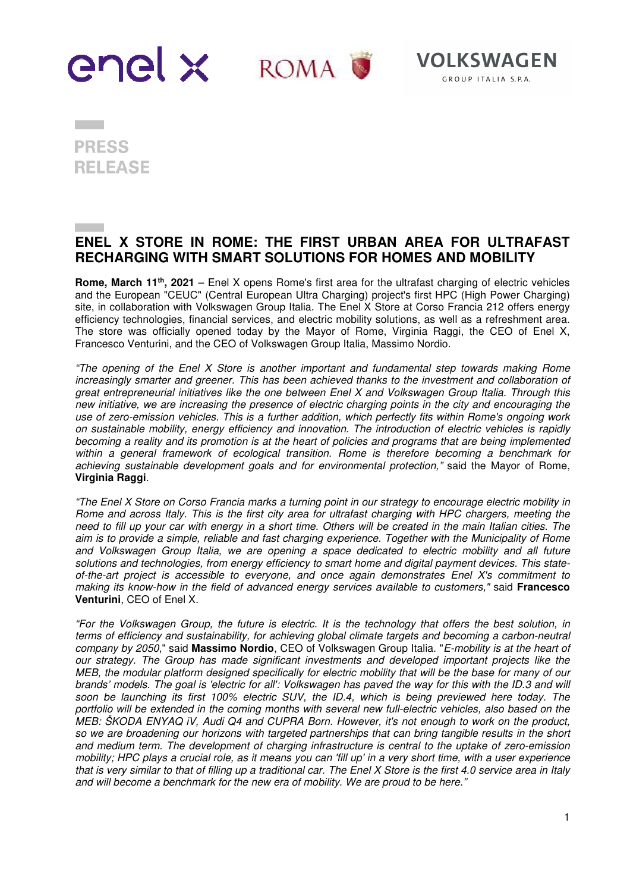enel x ROMA VOLKSWAGEN GROUP ITALIA S.P.A.

**PRESS RELEASE**

# ENEL X STORE IN ROME: THE FIRST URBAN AREA FOR ULTRAFAST RECHARGING WITH SMART SOLUTIONS FOR HOMES AND MOBILITY

**Rome, March 11th, 2021** – Enel X opens Rome's first area for the ultrafast charging of electric vehicles and the European "CEUC" (Central European Ultra Charging) project's first HPC (High Power Charging) site, in collaboration with Volkswagen Group Italia. The Enel X Store at Corso Francia 212 offers energy efficiency technologies, financial services, and electric mobility solutions, as well as a refreshment area. The store was officially opened today by the Mayor of Rome, Virginia Raggi, the CEO of Enel X, Francesco Venturini, and the CEO of Volkswagen Group Italia, Massimo Nordio.

*"The opening of the Enel X Store is another important and fundamental step towards making Rome increasingly smarter and greener. This has been achieved thanks to the investment and collaboration of great entrepreneurial initiatives like the one between Enel X and Volkswagen Group Italia. Through this new initiative, we are increasing the presence of electric charging points in the city and encouraging the use of zero-emission vehicles. This is a further addition, which perfectly fits within Rome's ongoing work on sustainable mobility, energy efficiency and innovation. The introduction of electric vehicles is rapidly becoming a reality and its promotion is at the heart of policies and programs that are being implemented within a general framework of ecological transition. Rome is therefore becoming a benchmark for achieving sustainable development goals and for environmental protection,"* said the Mayor of Rome, **Virginia Raggi**.

*"The Enel X Store on Corso Francia marks a turning point in our strategy to encourage electric mobility in Rome and across Italy. This is the first city area for ultrafast charging with HPC chargers, meeting the need to fill up your car with energy in a short time. Others will be created in the main Italian cities. The aim is to provide a simple, reliable and fast charging experience. Together with the Municipality of Rome and Volkswagen Group Italia, we are opening a space dedicated to electric mobility and all future solutions and technologies, from energy efficiency to smart home and digital payment devices. This state-of-the-art project is accessible to everyone, and once again demonstrates Enel X's commitment to making its know-how in the field of advanced energy services available to customers,"* said **Francesco Venturini**, CEO of Enel X.

*"For the Volkswagen Group, the future is electric. It is the technology that offers the best solution, in terms of efficiency and sustainability, for achieving global climate targets and becoming a carbon-neutral company by 2050,"* said **Massimo Nordio**, CEO of Volkswagen Group Italia. "*E-mobility is at the heart of our strategy. The Group has made significant investments and developed important projects like the MEB, the modular platform designed specifically for electric mobility that will be the base for many of our brands' models. The goal is 'electric for all': Volkswagen has paved the way for this with the ID.3 and will soon be launching its first 100% electric SUV, the ID.4, which is being previewed here today. The portfolio will be extended in the coming months with several new full-electric vehicles, also based on the MEB: ŠKODA ENYAQ iV, Audi Q4 and CUPRA Born. However, it's not enough to work on the product, so we are broadening our horizons with targeted partnerships that can bring tangible results in the short and medium term. The development of charging infrastructure is central to the uptake of zero-emission mobility; HPC plays a crucial role, as it means you can 'fill up' in a very short time, with a user experience that is very similar to that of filling up a traditional car. The Enel X Store is the first 4.0 service area in Italy and will become a benchmark for the new era of mobility. We are proud to be here."*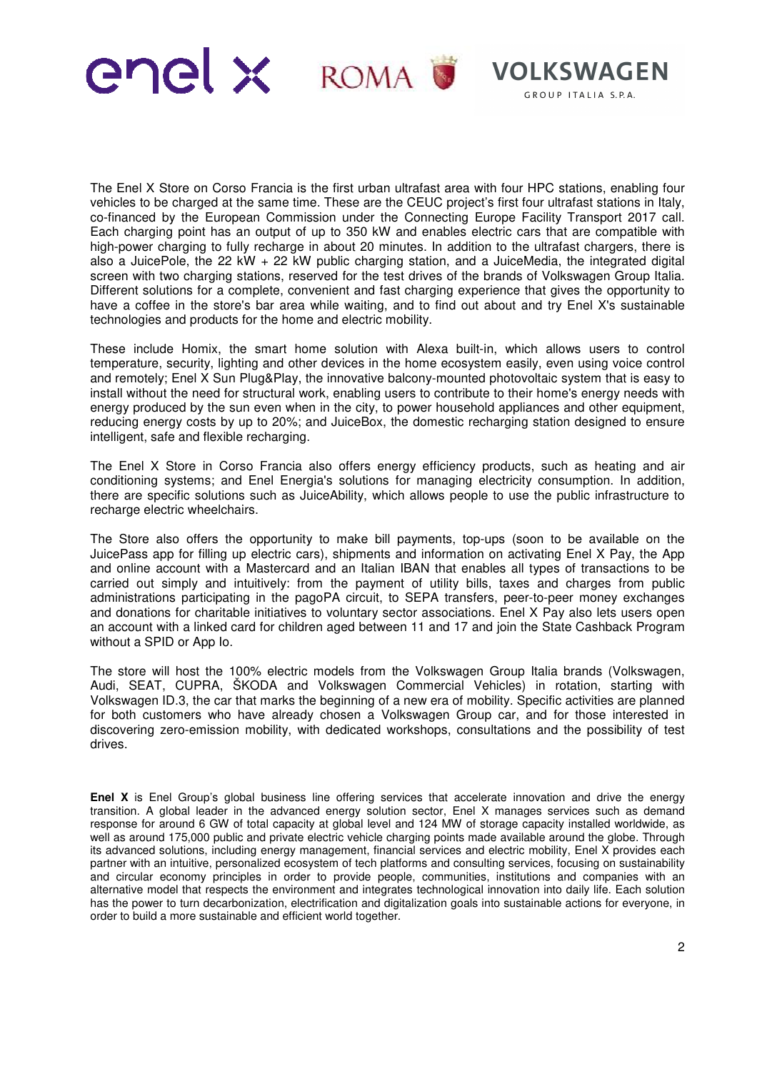The Enel X Store on Corso Francia is the first urban ultrafast area with four HPC stations, enabling four vehicles to be charged at the same time. These are the CEUC project's first four ultrafast stations in Italy, co-financed by the European Commission under the Connecting Europe Facility Transport 2017 call. Each charging point has an output of up to 350 kW and enables electric cars that are compatible with high-power charging to fully recharge in about 20 minutes. In addition to the ultrafast chargers, there is also a JuicePole, the 22 kW + 22 kW public charging station, and a JuiceMedia, the integrated digital screen with two charging stations, reserved for the test drives of the brands of Volkswagen Group Italia. Different solutions for a complete, convenient and fast charging experience that gives the opportunity to have a coffee in the store's bar area while waiting, and to find out about and try Enel X's sustainable technologies and products for the home and electric mobility.

These include Homix, the smart home solution with Alexa built-in, which allows users to control temperature, security, lighting and other devices in the home ecosystem easily, even using voice control and remotely; Enel X Sun Plug&Play, the innovative balcony-mounted photovoltaic system that is easy to install without the need for structural work, enabling users to contribute to their home's energy needs with energy produced by the sun even when in the city, to power household appliances and other equipment, reducing energy costs by up to 20%; and JuiceBox, the domestic recharging station designed to ensure intelligent, safe and flexible recharging.

The Enel X Store in Corso Francia also offers energy efficiency products, such as heating and air conditioning systems; and Enel Energia's solutions for managing electricity consumption. In addition, there are specific solutions such as JuiceAbility, which allows people to use the public infrastructure to recharge electric wheelchairs.

The Store also offers the opportunity to make bill payments, top-ups (soon to be available on the JuicePass app for filling up electric cars), shipments and information on activating Enel X Pay, the App and online account with a Mastercard and an Italian IBAN that enables all types of transactions to be carried out simply and intuitively: from the payment of utility bills, taxes and charges from public administrations participating in the pagoPA circuit, to SEPA transfers, peer-to-peer money exchanges and donations for charitable initiatives to voluntary sector associations. Enel X Pay also lets users open an account with a linked card for children aged between 11 and 17 and join the State Cashback Program without a SPID or App Io.

The store will host the 100% electric models from the Volkswagen Group Italia brands (Volkswagen, Audi, SEAT, CUPRA, ŠKODA and Volkswagen Commercial Vehicles) in rotation, starting with Volkswagen ID.3, the car that marks the beginning of a new era of mobility. Specific activities are planned for both customers who have already chosen a Volkswagen Group car, and for those interested in discovering zero-emission mobility, with dedicated workshops, consultations and the possibility of test drives.

**Enel X** is Enel Group's global business line offering services that accelerate innovation and drive the energy transition. A global leader in the advanced energy solution sector, Enel X manages services such as demand response for around 6 GW of total capacity at global level and 124 MW of storage capacity installed worldwide, as well as around 175,000 public and private electric vehicle charging points made available around the globe. Through its advanced solutions, including energy management, financial services and electric mobility, Enel X provides each partner with an intuitive, personalized ecosystem of tech platforms and consulting services, focusing on sustainability and circular economy principles in order to provide people, communities, institutions and companies with an alternative model that respects the environment and integrates technological innovation into daily life. Each solution has the power to turn decarbonization, electrification and digitalization goals into sustainable actions for everyone, in order to build a more sustainable and efficient world together.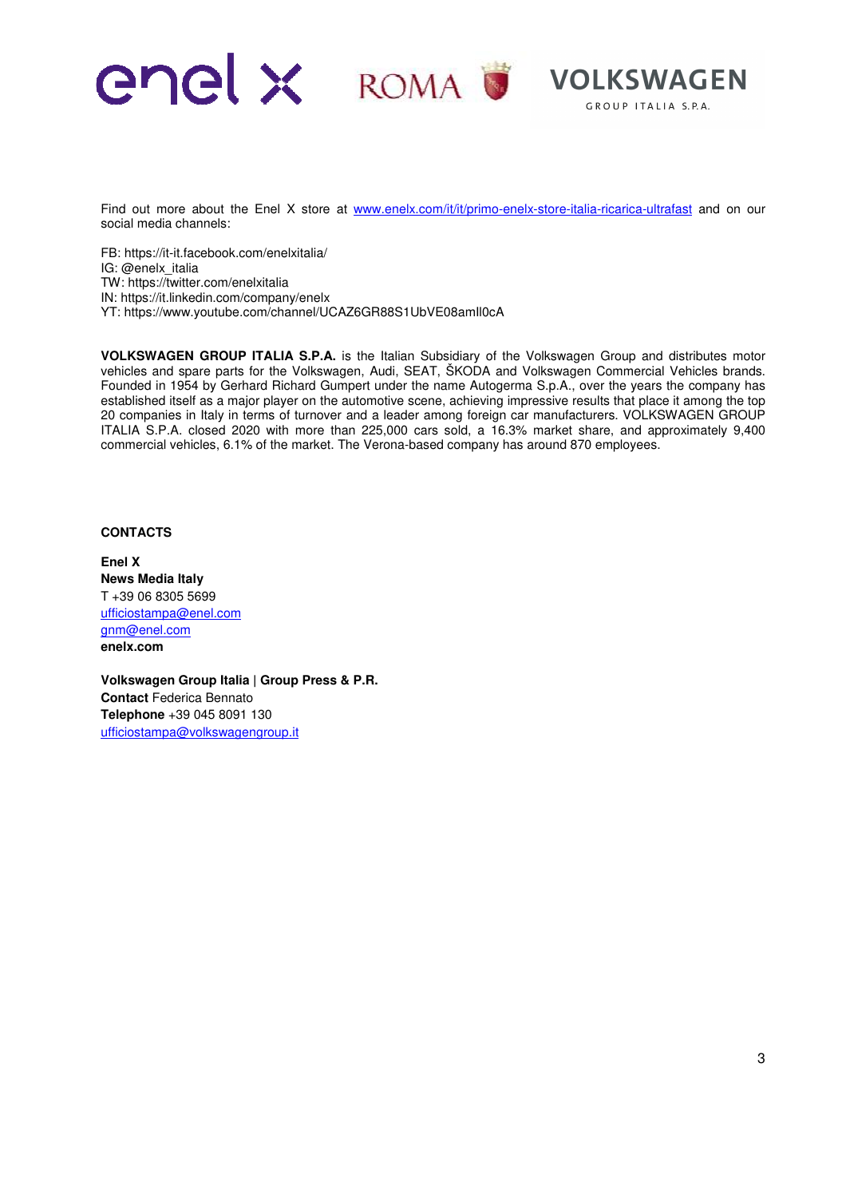Find out more about the Enel X store at [www.enelx.com/it/it/primo-enelx-store-italia-ricarica-ultrafast](www.enelx.com/it/it/primo-enelx-store-italia-ricarica-ultrafast) and on our social media channels:

FB: https://it-it.facebook.com/enelxitalia/
IG: @enelx_italia
TW: https://twitter.com/enelxitalia
IN: https://it.linkedin.com/company/enelx
YT: https://www.youtube.com/channel/UCAZ6GR88S1UbVE08amIl0cA

**VOLKSWAGEN GROUP ITALIA S.P.A.** is the Italian Subsidiary of the Volkswagen Group and distributes motor vehicles and spare parts for the Volkswagen, Audi, SEAT, ŠKODA and Volkswagen Commercial Vehicles brands. Founded in 1954 by Gerhard Richard Gumpert under the name Autogerma S.p.A., over the years the company has established itself as a major player on the automotive scene, achieving impressive results that place it among the top 20 companies in Italy in terms of turnover and a leader among foreign car manufacturers. VOLKSWAGEN GROUP ITALIA S.P.A. closed 2020 with more than 225,000 cars sold, a 16.3% market share, and approximately 9,400 commercial vehicles, 6.1% of the market. The Verona-based company has around 870 employees.

**CONTACTS**

**Enel X**
**News Media Italy**
T +39 06 8305 5699
[ufficiostampa@enel.com](mailto:ufficiostampa@enel.com)
[gnm@enel.com](mailto:gnm@enel.com)
**enelx.com**

**Volkswagen Group Italia** | **Group Press & P.R.**
**Contact** Federica Bennato
**Telephone** +39 045 8091 130
[ufficiostampa@volkswagengroup.it](mailto:ufficiostampa@volkswagengroup.it)